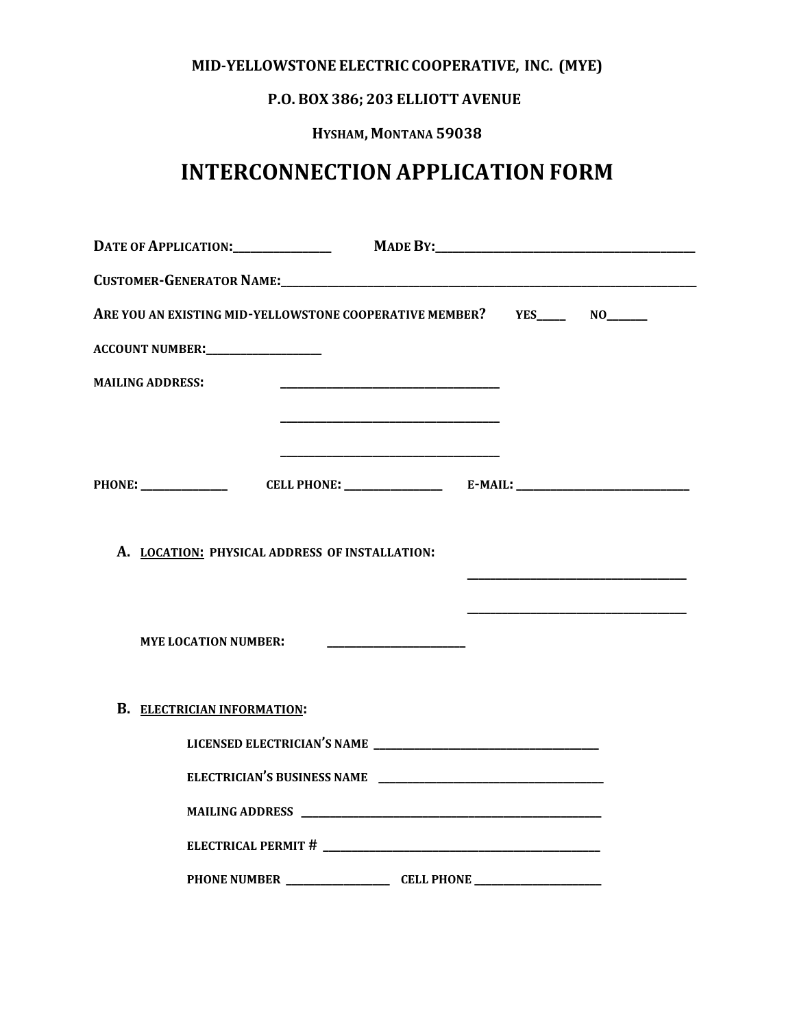**MID-YELLOWSTONE ELECTRIC COOPERATIVE, INC. (MYE)**

**P.O. BOX 386; 203 ELLIOTT AVENUE**

**HYSHAM, MONTANA 59038**

# INTERCONNECTION APPLICATION FORM

**DATE OF APPLICATION:**________________ **MADE BY:**____________________________________________

**CUSTOMER-GENERATOR NAME:**______________________________________________________________________

**ARE YOU AN EXISTING MID-YELLOWSTONE COOPERATIVE MEMBER?** **YES**_____ **NO**_______

**ACCOUNT NUMBER:**____________________

**MAILING ADDRESS:** ______________________________________

______________________________________

______________________________________

**PHONE:** _______________ **CELL PHONE:** __________________ **E-MAIL:** _______________________________

**A. LOCATION: PHYSICAL ADDRESS OF INSTALLATION:**

______________________________________

______________________________________

**MYE LOCATION NUMBER:** _________________________

**B. ELECTRICIAN INFORMATION:**

**LICENSED ELECTRICIAN'S NAME** ________________________________________

**ELECTRICIAN'S BUSINESS NAME** ________________________________________

**MAILING ADDRESS** ______________________________________________________

**ELECTRICAL PERMIT #** _________________________________________________

**PHONE NUMBER** ___________________ **CELL PHONE** _______________________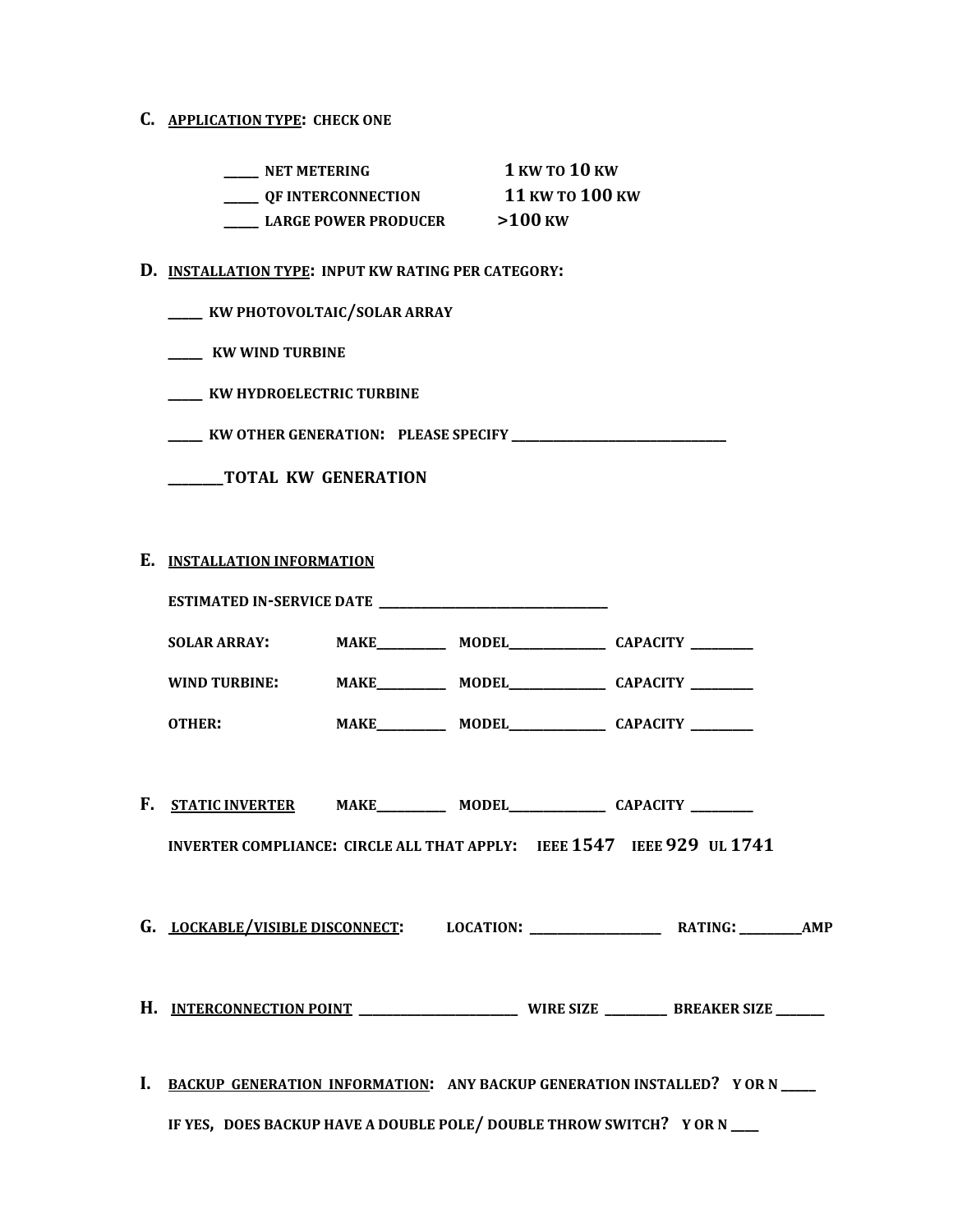**C. APPLICATION TYPE: CHECK ONE**

_____ NET METERING 1 KW TO 10 KW

_____ QF INTERCONNECTION 11 KW TO 100 KW

_____ LARGE POWER PRODUCER >100 KW

**D. INSTALLATION TYPE: INPUT KW RATING PER CATEGORY:**

_____ KW PHOTOVOLTAIC/SOLAR ARRAY

_____ KW WIND TURBINE

_____ KW HYDROELECTRIC TURBINE

_____ KW OTHER GENERATION: PLEASE SPECIFY ___________________________________

________TOTAL KW GENERATION

**E. INSTALLATION INFORMATION**

ESTIMATED IN-SERVICE DATE ___________________________________

SOLAR ARRAY: MAKE__________ MODEL_______________ CAPACITY _________

WIND TURBINE: MAKE__________ MODEL_______________ CAPACITY _________

OTHER: MAKE__________ MODEL_______________ CAPACITY _________

**F. STATIC INVERTER** MAKE__________ MODEL_______________ CAPACITY _________

INVERTER COMPLIANCE: CIRCLE ALL THAT APPLY: IEEE 1547 IEEE 929 UL 1741

**G. LOCKABLE/VISIBLE DISCONNECT:** LOCATION: _____________________ RATING: _________AMP

**H. INTERCONNECTION POINT** _________________________ WIRE SIZE _________ BREAKER SIZE _______

**I. BACKUP GENERATION INFORMATION:** ANY BACKUP GENERATION INSTALLED? Y OR N _____

IF YES, DOES BACKUP HAVE A DOUBLE POLE/ DOUBLE THROW SWITCH? Y OR N ____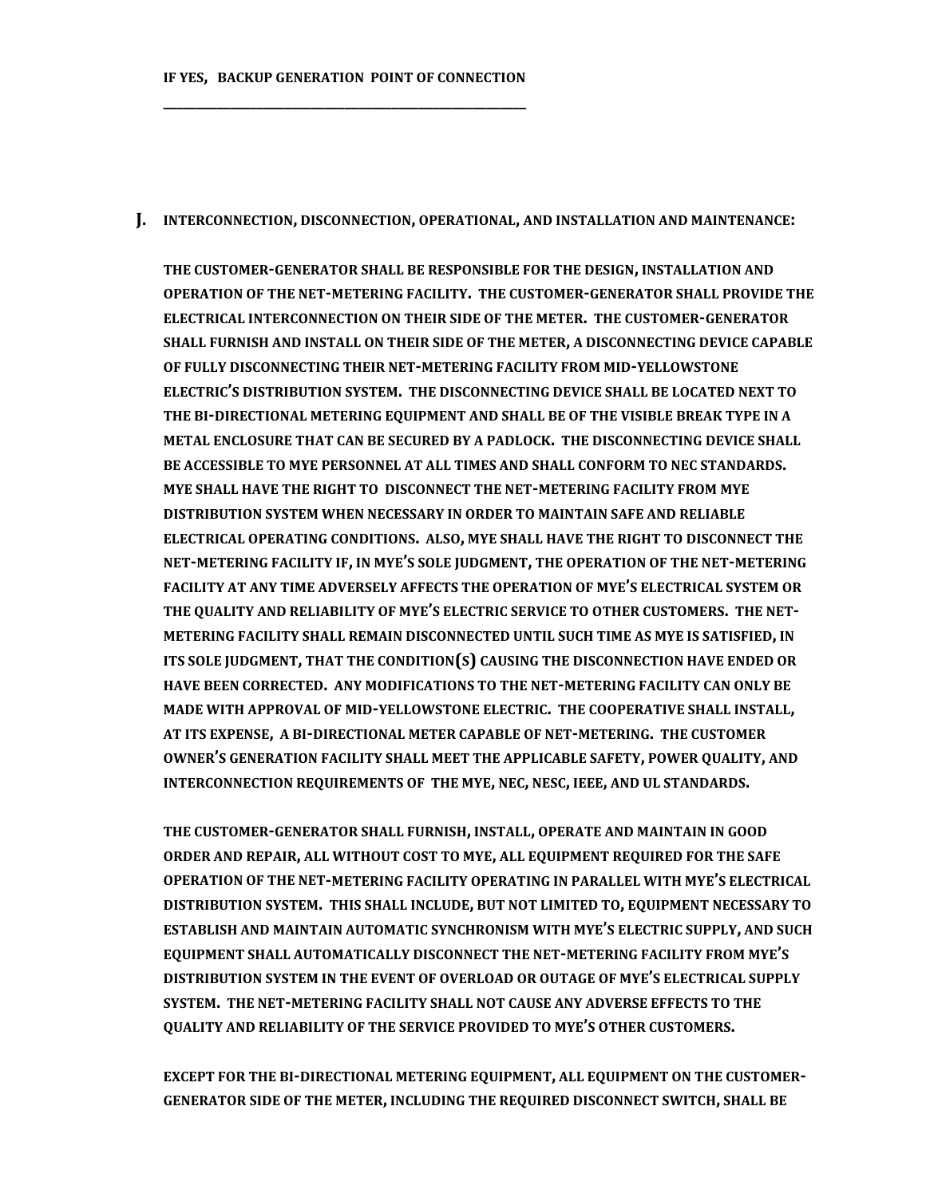**IF YES, BACKUP GENERATION POINT OF CONNECTION**

**______________________________________________________**

## J. INTERCONNECTION, DISCONNECTION, OPERATIONAL, AND INSTALLATION AND MAINTENANCE:

**THE CUSTOMER-GENERATOR SHALL BE RESPONSIBLE FOR THE DESIGN, INSTALLATION AND OPERATION OF THE NET-METERING FACILITY. THE CUSTOMER-GENERATOR SHALL PROVIDE THE ELECTRICAL INTERCONNECTION ON THEIR SIDE OF THE METER. THE CUSTOMER-GENERATOR SHALL FURNISH AND INSTALL ON THEIR SIDE OF THE METER, A DISCONNECTING DEVICE CAPABLE OF FULLY DISCONNECTING THEIR NET-METERING FACILITY FROM MID-YELLOWSTONE ELECTRIC'S DISTRIBUTION SYSTEM. THE DISCONNECTING DEVICE SHALL BE LOCATED NEXT TO THE BI-DIRECTIONAL METERING EQUIPMENT AND SHALL BE OF THE VISIBLE BREAK TYPE IN A METAL ENCLOSURE THAT CAN BE SECURED BY A PADLOCK. THE DISCONNECTING DEVICE SHALL BE ACCESSIBLE TO MYE PERSONNEL AT ALL TIMES AND SHALL CONFORM TO NEC STANDARDS. MYE SHALL HAVE THE RIGHT TO DISCONNECT THE NET-METERING FACILITY FROM MYE DISTRIBUTION SYSTEM WHEN NECESSARY IN ORDER TO MAINTAIN SAFE AND RELIABLE ELECTRICAL OPERATING CONDITIONS. ALSO, MYE SHALL HAVE THE RIGHT TO DISCONNECT THE NET-METERING FACILITY IF, IN MYE'S SOLE JUDGMENT, THE OPERATION OF THE NET-METERING FACILITY AT ANY TIME ADVERSELY AFFECTS THE OPERATION OF MYE'S ELECTRICAL SYSTEM OR THE QUALITY AND RELIABILITY OF MYE'S ELECTRIC SERVICE TO OTHER CUSTOMERS. THE NET-METERING FACILITY SHALL REMAIN DISCONNECTED UNTIL SUCH TIME AS MYE IS SATISFIED, IN ITS SOLE JUDGMENT, THAT THE CONDITION(S) CAUSING THE DISCONNECTION HAVE ENDED OR HAVE BEEN CORRECTED. ANY MODIFICATIONS TO THE NET-METERING FACILITY CAN ONLY BE MADE WITH APPROVAL OF MID-YELLOWSTONE ELECTRIC. THE COOPERATIVE SHALL INSTALL, AT ITS EXPENSE, A BI-DIRECTIONAL METER CAPABLE OF NET-METERING. THE CUSTOMER OWNER'S GENERATION FACILITY SHALL MEET THE APPLICABLE SAFETY, POWER QUALITY, AND INTERCONNECTION REQUIREMENTS OF THE MYE, NEC, NESC, IEEE, AND UL STANDARDS.**

**THE CUSTOMER-GENERATOR SHALL FURNISH, INSTALL, OPERATE AND MAINTAIN IN GOOD ORDER AND REPAIR, ALL WITHOUT COST TO MYE, ALL EQUIPMENT REQUIRED FOR THE SAFE OPERATION OF THE NET-METERING FACILITY OPERATING IN PARALLEL WITH MYE'S ELECTRICAL DISTRIBUTION SYSTEM. THIS SHALL INCLUDE, BUT NOT LIMITED TO, EQUIPMENT NECESSARY TO ESTABLISH AND MAINTAIN AUTOMATIC SYNCHRONISM WITH MYE'S ELECTRIC SUPPLY, AND SUCH EQUIPMENT SHALL AUTOMATICALLY DISCONNECT THE NET-METERING FACILITY FROM MYE'S DISTRIBUTION SYSTEM IN THE EVENT OF OVERLOAD OR OUTAGE OF MYE'S ELECTRICAL SUPPLY SYSTEM. THE NET-METERING FACILITY SHALL NOT CAUSE ANY ADVERSE EFFECTS TO THE QUALITY AND RELIABILITY OF THE SERVICE PROVIDED TO MYE'S OTHER CUSTOMERS.**

**EXCEPT FOR THE BI-DIRECTIONAL METERING EQUIPMENT, ALL EQUIPMENT ON THE CUSTOMER-GENERATOR SIDE OF THE METER, INCLUDING THE REQUIRED DISCONNECT SWITCH, SHALL BE**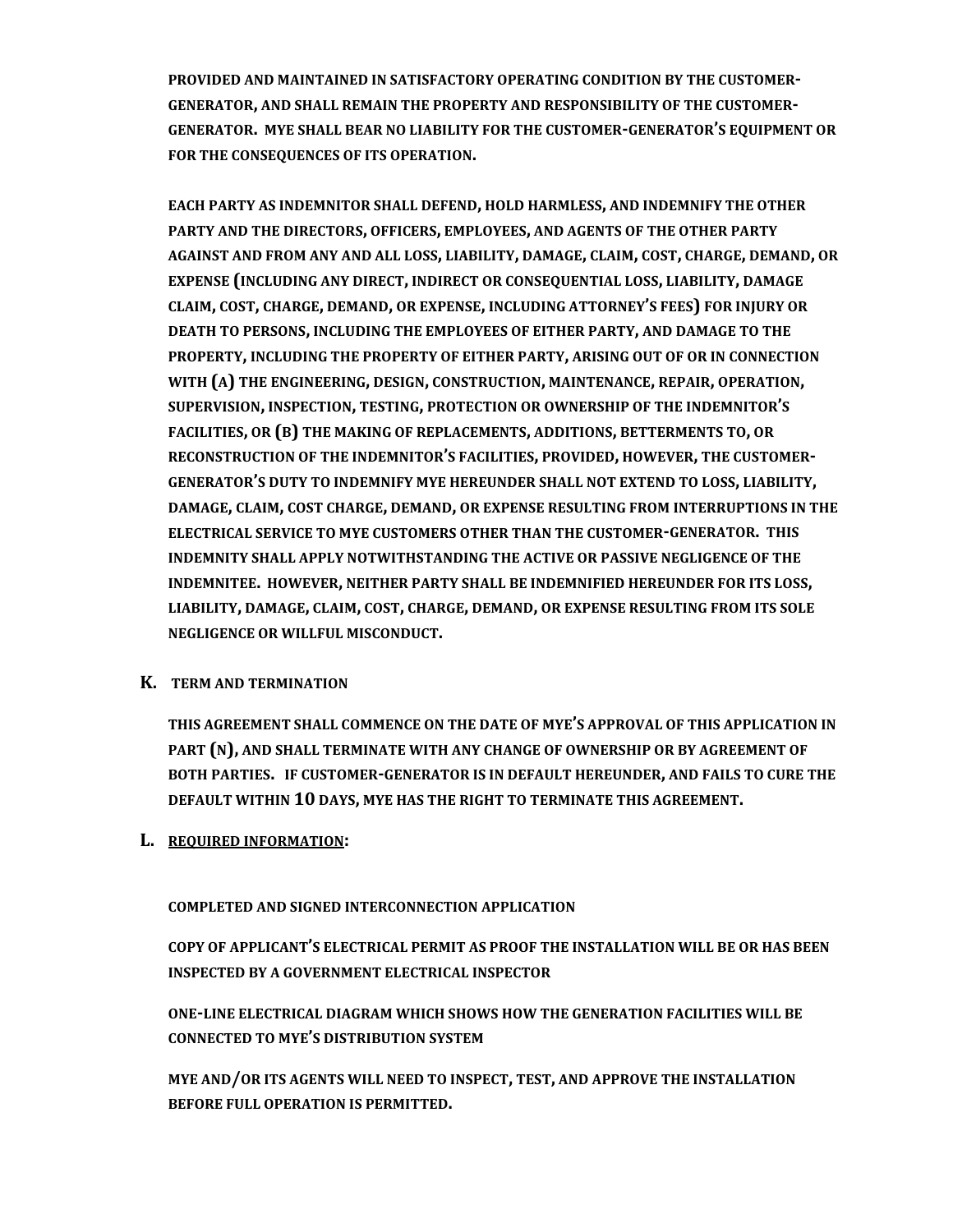**PROVIDED AND MAINTAINED IN SATISFACTORY OPERATING CONDITION BY THE CUSTOMER-GENERATOR, AND SHALL REMAIN THE PROPERTY AND RESPONSIBILITY OF THE CUSTOMER-GENERATOR. MYE SHALL BEAR NO LIABILITY FOR THE CUSTOMER-GENERATOR'S EQUIPMENT OR FOR THE CONSEQUENCES OF ITS OPERATION.**

**EACH PARTY AS INDEMNITOR SHALL DEFEND, HOLD HARMLESS, AND INDEMNIFY THE OTHER PARTY AND THE DIRECTORS, OFFICERS, EMPLOYEES, AND AGENTS OF THE OTHER PARTY AGAINST AND FROM ANY AND ALL LOSS, LIABILITY, DAMAGE, CLAIM, COST, CHARGE, DEMAND, OR EXPENSE (INCLUDING ANY DIRECT, INDIRECT OR CONSEQUENTIAL LOSS, LIABILITY, DAMAGE CLAIM, COST, CHARGE, DEMAND, OR EXPENSE, INCLUDING ATTORNEY'S FEES) FOR INJURY OR DEATH TO PERSONS, INCLUDING THE EMPLOYEES OF EITHER PARTY, AND DAMAGE TO THE PROPERTY, INCLUDING THE PROPERTY OF EITHER PARTY, ARISING OUT OF OR IN CONNECTION WITH (A) THE ENGINEERING, DESIGN, CONSTRUCTION, MAINTENANCE, REPAIR, OPERATION, SUPERVISION, INSPECTION, TESTING, PROTECTION OR OWNERSHIP OF THE INDEMNITOR'S FACILITIES, OR (B) THE MAKING OF REPLACEMENTS, ADDITIONS, BETTERMENTS TO, OR RECONSTRUCTION OF THE INDEMNITOR'S FACILITIES, PROVIDED, HOWEVER, THE CUSTOMER-GENERATOR'S DUTY TO INDEMNIFY MYE HEREUNDER SHALL NOT EXTEND TO LOSS, LIABILITY, DAMAGE, CLAIM, COST CHARGE, DEMAND, OR EXPENSE RESULTING FROM INTERRUPTIONS IN THE ELECTRICAL SERVICE TO MYE CUSTOMERS OTHER THAN THE CUSTOMER-GENERATOR. THIS INDEMNITY SHALL APPLY NOTWITHSTANDING THE ACTIVE OR PASSIVE NEGLIGENCE OF THE INDEMNITEE. HOWEVER, NEITHER PARTY SHALL BE INDEMNIFIED HEREUNDER FOR ITS LOSS, LIABILITY, DAMAGE, CLAIM, COST, CHARGE, DEMAND, OR EXPENSE RESULTING FROM ITS SOLE NEGLIGENCE OR WILLFUL MISCONDUCT.**

## K. TERM AND TERMINATION

**THIS AGREEMENT SHALL COMMENCE ON THE DATE OF MYE'S APPROVAL OF THIS APPLICATION IN PART (N), AND SHALL TERMINATE WITH ANY CHANGE OF OWNERSHIP OR BY AGREEMENT OF BOTH PARTIES. IF CUSTOMER-GENERATOR IS IN DEFAULT HEREUNDER, AND FAILS TO CURE THE DEFAULT WITHIN 10 DAYS, MYE HAS THE RIGHT TO TERMINATE THIS AGREEMENT.**

## L. <u>REQUIRED INFORMATION</u>:

**COMPLETED AND SIGNED INTERCONNECTION APPLICATION**

**COPY OF APPLICANT'S ELECTRICAL PERMIT AS PROOF THE INSTALLATION WILL BE OR HAS BEEN INSPECTED BY A GOVERNMENT ELECTRICAL INSPECTOR**

**ONE-LINE ELECTRICAL DIAGRAM WHICH SHOWS HOW THE GENERATION FACILITIES WILL BE CONNECTED TO MYE'S DISTRIBUTION SYSTEM**

**MYE AND/OR ITS AGENTS WILL NEED TO INSPECT, TEST, AND APPROVE THE INSTALLATION BEFORE FULL OPERATION IS PERMITTED.**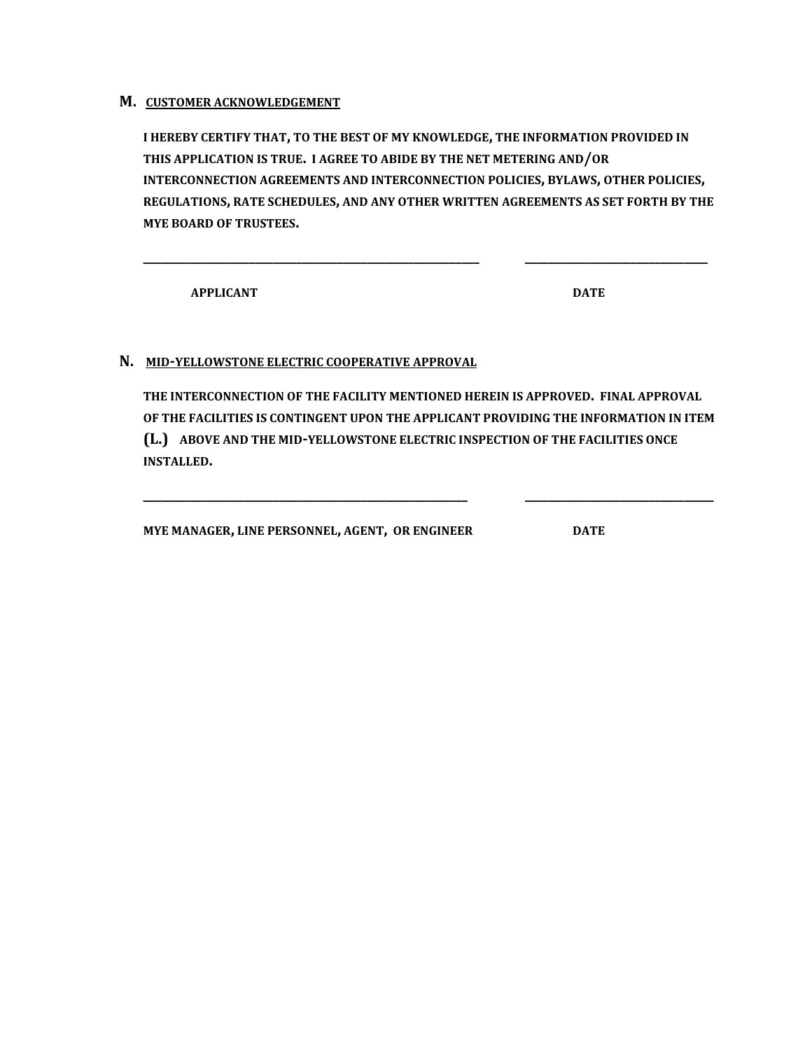## M. CUSTOMER ACKNOWLEDGEMENT

**I HEREBY CERTIFY THAT, TO THE BEST OF MY KNOWLEDGE, THE INFORMATION PROVIDED IN THIS APPLICATION IS TRUE. I AGREE TO ABIDE BY THE NET METERING AND/OR INTERCONNECTION AGREEMENTS AND INTERCONNECTION POLICIES, BYLAWS, OTHER POLICIES, REGULATIONS, RATE SCHEDULES, AND ANY OTHER WRITTEN AGREEMENTS AS SET FORTH BY THE MYE BOARD OF TRUSTEES.**

\_\_\_\_\_\_\_\_\_\_\_\_\_\_\_\_\_\_\_\_\_\_\_\_\_\_\_\_\_\_\_\_\_\_\_\_\_\_\_\_\_\_\_\_ \_\_\_\_\_\_\_\_\_\_\_\_\_\_\_\_\_\_\_\_\_\_\_\_\_\_\_\_

**APPLICANT** **DATE**

## N. MID-YELLOWSTONE ELECTRIC COOPERATIVE APPROVAL

**THE INTERCONNECTION OF THE FACILITY MENTIONED HEREIN IS APPROVED. FINAL APPROVAL OF THE FACILITIES IS CONTINGENT UPON THE APPLICANT PROVIDING THE INFORMATION IN ITEM (L.) ABOVE AND THE MID-YELLOWSTONE ELECTRIC INSPECTION OF THE FACILITIES ONCE INSTALLED.**

\_\_\_\_\_\_\_\_\_\_\_\_\_\_\_\_\_\_\_\_\_\_\_\_\_\_\_\_\_\_\_\_\_\_\_\_\_\_\_\_\_\_\_\_ \_\_\_\_\_\_\_\_\_\_\_\_\_\_\_\_\_\_\_\_\_\_\_\_\_\_\_\_

**MYE MANAGER, LINE PERSONNEL, AGENT, OR ENGINEER** **DATE**